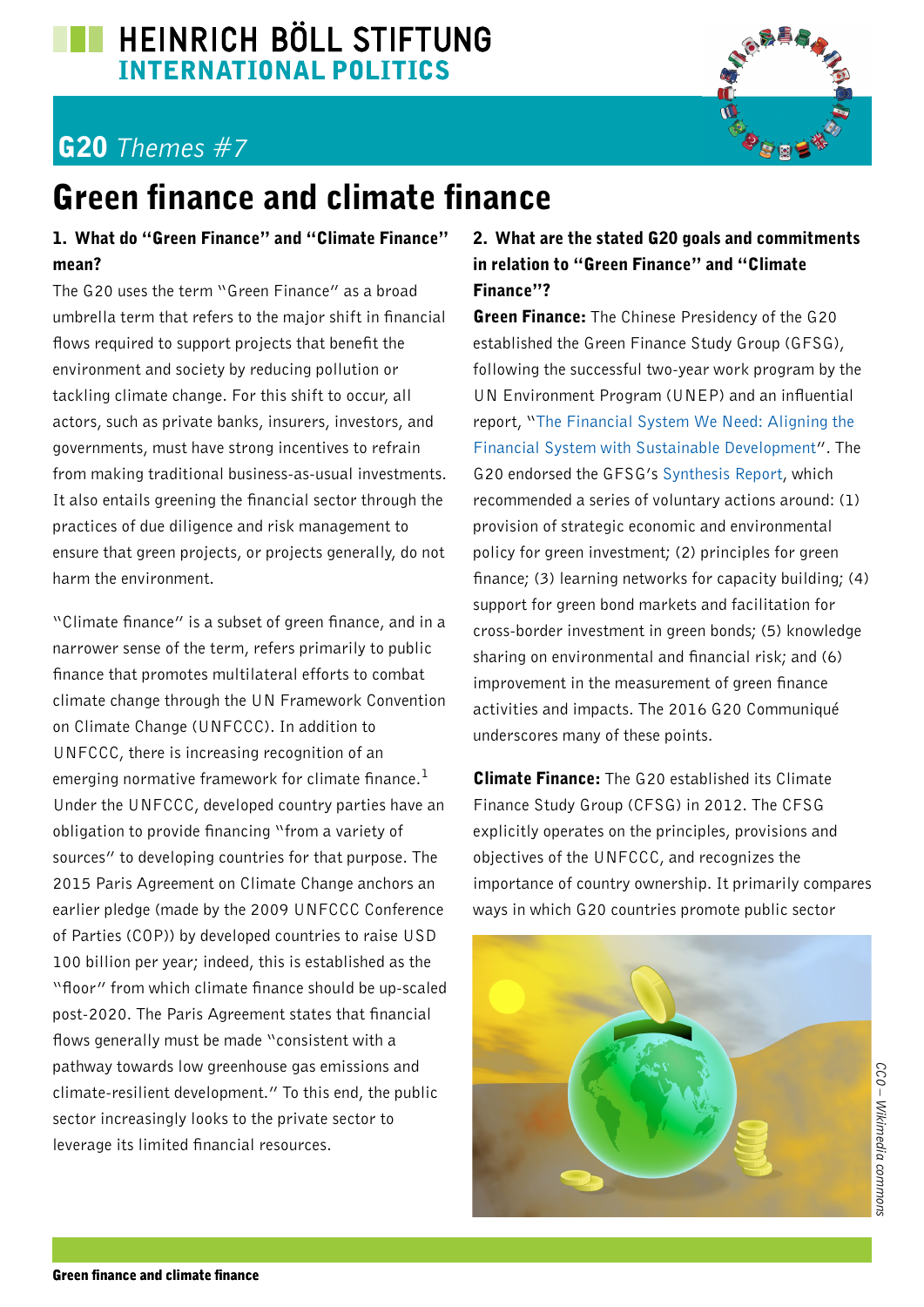HEINRICH BÖLL STIFTUNG
INTERNATIONAL POLITICS

## G20 *Themes #7*

# Green finance and climate finance

### 1. What do "Green Finance" and "Climate Finance" mean?

The G20 uses the term "Green Finance" as a broad umbrella term that refers to the major shift in financial flows required to support projects that benefit the environment and society by reducing pollution or tackling climate change. For this shift to occur, all actors, such as private banks, insurers, investors, and governments, must have strong incentives to refrain from making traditional business-as-usual investments. It also entails greening the financial sector through the practices of due diligence and risk management to ensure that green projects, or projects generally, do not harm the environment.

"Climate finance" is a subset of green finance, and in a narrower sense of the term, refers primarily to public finance that promotes multilateral efforts to combat climate change through the UN Framework Convention on Climate Change (UNFCCC). In addition to UNFCCC, there is increasing recognition of an emerging normative framework for climate finance.[1] Under the UNFCCC, developed country parties have an obligation to provide financing "from a variety of sources" to developing countries for that purpose. The 2015 Paris Agreement on Climate Change anchors an earlier pledge (made by the 2009 UNFCCC Conference of Parties (COP)) by developed countries to raise USD 100 billion per year; indeed, this is established as the "floor" from which climate finance should be up-scaled post-2020. The Paris Agreement states that financial flows generally must be made "consistent with a pathway towards low greenhouse gas emissions and climate-resilient development." To this end, the public sector increasingly looks to the private sector to leverage its limited financial resources.

### 2. What are the stated G20 goals and commitments in relation to "Green Finance" and "Climate Finance"?

**Green Finance:** The Chinese Presidency of the G20 established the Green Finance Study Group (GFSG), following the successful two-year work program by the UN Environment Program (UNEP) and an influential report, "The Financial System We Need: Aligning the Financial System with Sustainable Development". The G20 endorsed the GFSG's Synthesis Report, which recommended a series of voluntary actions around: (1) provision of strategic economic and environmental policy for green investment; (2) principles for green finance; (3) learning networks for capacity building; (4) support for green bond markets and facilitation for cross-border investment in green bonds; (5) knowledge sharing on environmental and financial risk; and (6) improvement in the measurement of green finance activities and impacts. The 2016 G20 Communiqué underscores many of these points.

**Climate Finance:** The G20 established its Climate Finance Study Group (CFSG) in 2012. The CFSG explicitly operates on the principles, provisions and objectives of the UNFCCC, and recognizes the importance of country ownership. It primarily compares ways in which G20 countries promote public sector

CC0 – Wikimedia commons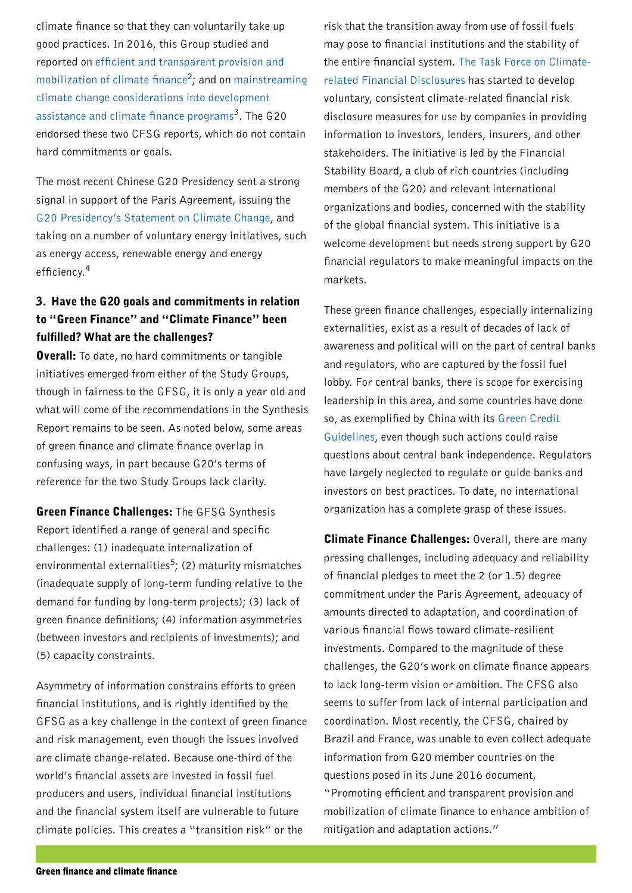climate finance so that they can voluntarily take up good practices. In 2016, this Group studied and reported on efficient and transparent provision and mobilization of climate finance[2]; and on mainstreaming climate change considerations into development assistance and climate finance programs[3]. The G20 endorsed these two CFSG reports, which do not contain hard commitments or goals.

The most recent Chinese G20 Presidency sent a strong signal in support of the Paris Agreement, issuing the G20 Presidency's Statement on Climate Change, and taking on a number of voluntary energy initiatives, such as energy access, renewable energy and energy efficiency.[4]

### 3. Have the G20 goals and commitments in relation to "Green Finance" and "Climate Finance" been fulfilled? What are the challenges?

**Overall:** To date, no hard commitments or tangible initiatives emerged from either of the Study Groups, though in fairness to the GFSG, it is only a year old and what will come of the recommendations in the Synthesis Report remains to be seen. As noted below, some areas of green finance and climate finance overlap in confusing ways, in part because G20's terms of reference for the two Study Groups lack clarity.

**Green Finance Challenges:** The GFSG Synthesis Report identified a range of general and specific challenges: (1) inadequate internalization of environmental externalities[5]; (2) maturity mismatches (inadequate supply of long-term funding relative to the demand for funding by long-term projects); (3) lack of green finance definitions; (4) information asymmetries (between investors and recipients of investments); and (5) capacity constraints.

Asymmetry of information constrains efforts to green financial institutions, and is rightly identified by the GFSG as a key challenge in the context of green finance and risk management, even though the issues involved are climate change-related. Because one-third of the world's financial assets are invested in fossil fuel producers and users, individual financial institutions and the financial system itself are vulnerable to future climate policies. This creates a "transition risk" or the risk that the transition away from use of fossil fuels may pose to financial institutions and the stability of the entire financial system. The Task Force on Climate-related Financial Disclosures has started to develop voluntary, consistent climate-related financial risk disclosure measures for use by companies in providing information to investors, lenders, insurers, and other stakeholders. The initiative is led by the Financial Stability Board, a club of rich countries (including members of the G20) and relevant international organizations and bodies, concerned with the stability of the global financial system. This initiative is a welcome development but needs strong support by G20 financial regulators to make meaningful impacts on the markets.

These green finance challenges, especially internalizing externalities, exist as a result of decades of lack of awareness and political will on the part of central banks and regulators, who are captured by the fossil fuel lobby. For central banks, there is scope for exercising leadership in this area, and some countries have done so, as exemplified by China with its Green Credit Guidelines, even though such actions could raise questions about central bank independence. Regulators have largely neglected to regulate or guide banks and investors on best practices. To date, no international organization has a complete grasp of these issues.

**Climate Finance Challenges:** Overall, there are many pressing challenges, including adequacy and reliability of financial pledges to meet the 2 (or 1.5) degree commitment under the Paris Agreement, adequacy of amounts directed to adaptation, and coordination of various financial flows toward climate-resilient investments. Compared to the magnitude of these challenges, the G20's work on climate finance appears to lack long-term vision or ambition. The CFSG also seems to suffer from lack of internal participation and coordination. Most recently, the CFSG, chaired by Brazil and France, was unable to even collect adequate information from G20 member countries on the questions posed in its June 2016 document, "Promoting efficient and transparent provision and mobilization of climate finance to enhance ambition of mitigation and adaptation actions."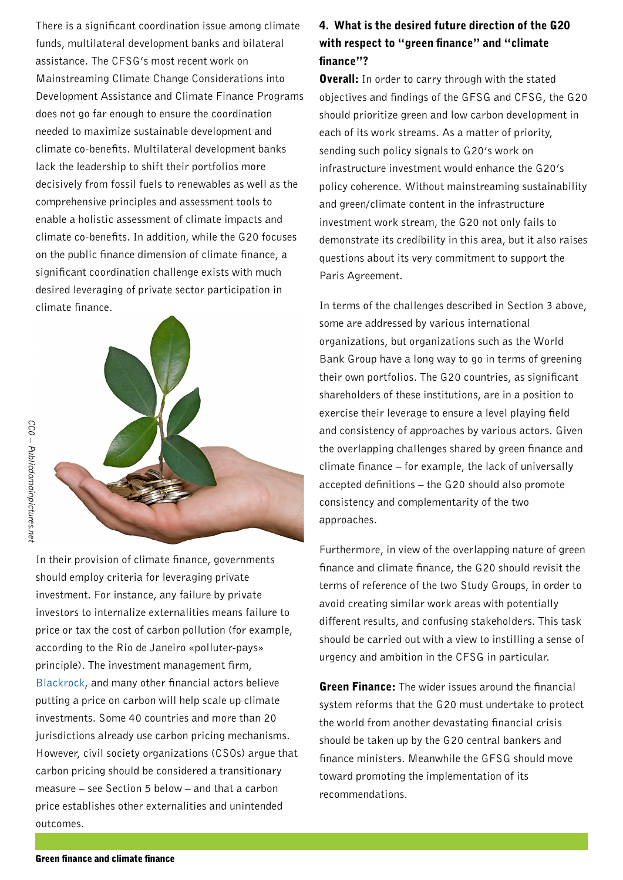There is a significant coordination issue among climate funds, multilateral development banks and bilateral assistance. The CFSG's most recent work on Mainstreaming Climate Change Considerations into Development Assistance and Climate Finance Programs does not go far enough to ensure the coordination needed to maximize sustainable development and climate co-benefits. Multilateral development banks lack the leadership to shift their portfolios more decisively from fossil fuels to renewables as well as the comprehensive principles and assessment tools to enable a holistic assessment of climate impacts and climate co-benefits. In addition, while the G20 focuses on the public finance dimension of climate finance, a significant coordination challenge exists with much desired leveraging of private sector participation in climate finance.

*CC0 – Publicdomainpictures.net*

In their provision of climate finance, governments should employ criteria for leveraging private investment. For instance, any failure by private investors to internalize externalities means failure to price or tax the cost of carbon pollution (for example, according to the Rio de Janeiro «polluter-pays» principle). The investment management firm, Blackrock, and many other financial actors believe putting a price on carbon will help scale up climate investments. Some 40 countries and more than 20 jurisdictions already use carbon pricing mechanisms. However, civil society organizations (CSOs) argue that carbon pricing should be considered a transitionary measure – see Section 5 below – and that a carbon price establishes other externalities and unintended outcomes.

## 4. What is the desired future direction of the G20 with respect to "green finance" and "climate finance"?

**Overall:** In order to carry through with the stated objectives and findings of the GFSG and CFSG, the G20 should prioritize green and low carbon development in each of its work streams. As a matter of priority, sending such policy signals to G20's work on infrastructure investment would enhance the G20's policy coherence. Without mainstreaming sustainability and green/climate content in the infrastructure investment work stream, the G20 not only fails to demonstrate its credibility in this area, but it also raises questions about its very commitment to support the Paris Agreement.

In terms of the challenges described in Section 3 above, some are addressed by various international organizations, but organizations such as the World Bank Group have a long way to go in terms of greening their own portfolios. The G20 countries, as significant shareholders of these institutions, are in a position to exercise their leverage to ensure a level playing field and consistency of approaches by various actors. Given the overlapping challenges shared by green finance and climate finance – for example, the lack of universally accepted definitions – the G20 should also promote consistency and complementarity of the two approaches.

Furthermore, in view of the overlapping nature of green finance and climate finance, the G20 should revisit the terms of reference of the two Study Groups, in order to avoid creating similar work areas with potentially different results, and confusing stakeholders. This task should be carried out with a view to instilling a sense of urgency and ambition in the CFSG in particular.

**Green Finance:** The wider issues around the financial system reforms that the G20 must undertake to protect the world from another devastating financial crisis should be taken up by the G20 central bankers and finance ministers. Meanwhile the GFSG should move toward promoting the implementation of its recommendations.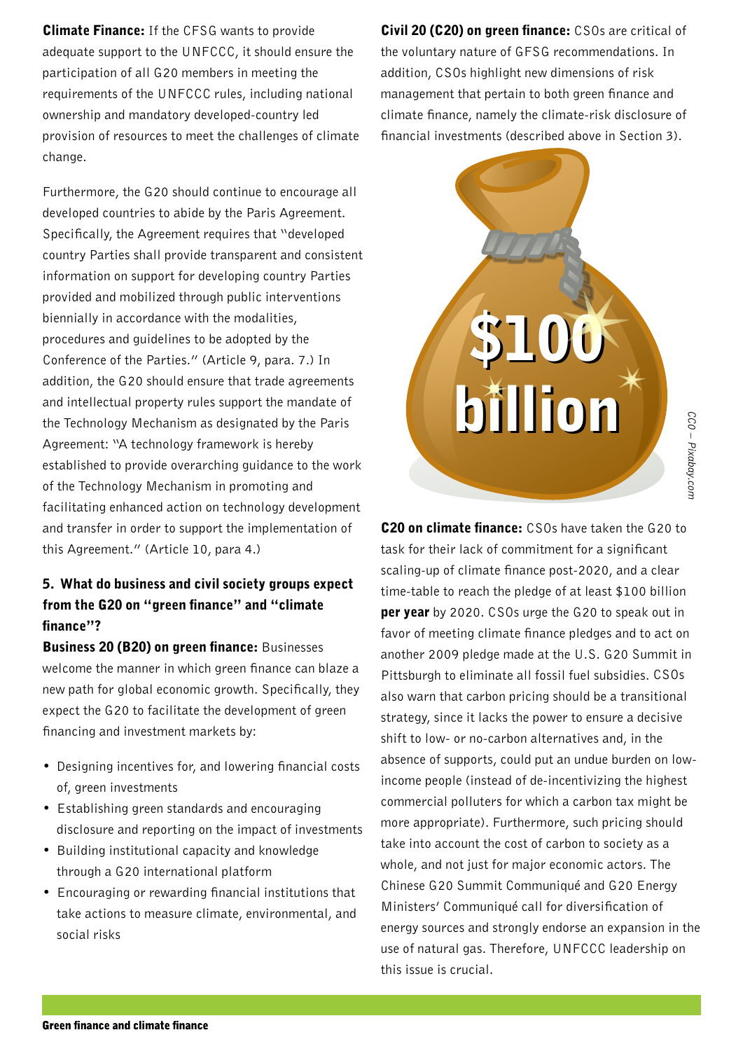**Climate Finance:** If the CFSG wants to provide adequate support to the UNFCCC, it should ensure the participation of all G20 members in meeting the requirements of the UNFCCC rules, including national ownership and mandatory developed-country led provision of resources to meet the challenges of climate change.

Furthermore, the G20 should continue to encourage all developed countries to abide by the Paris Agreement. Specifically, the Agreement requires that "developed country Parties shall provide transparent and consistent information on support for developing country Parties provided and mobilized through public interventions biennially in accordance with the modalities, procedures and guidelines to be adopted by the Conference of the Parties." (Article 9, para. 7.) In addition, the G20 should ensure that trade agreements and intellectual property rules support the mandate of the Technology Mechanism as designated by the Paris Agreement: "A technology framework is hereby established to provide overarching guidance to the work of the Technology Mechanism in promoting and facilitating enhanced action on technology development and transfer in order to support the implementation of this Agreement." (Article 10, para 4.)

### 5. What do business and civil society groups expect from the G20 on "green finance" and "climate finance"?

**Business 20 (B20) on green finance:** Businesses welcome the manner in which green finance can blaze a new path for global economic growth. Specifically, they expect the G20 to facilitate the development of green financing and investment markets by:

- Designing incentives for, and lowering financial costs of, green investments
- Establishing green standards and encouraging disclosure and reporting on the impact of investments
- Building institutional capacity and knowledge through a G20 international platform
- Encouraging or rewarding financial institutions that take actions to measure climate, environmental, and social risks

**Civil 20 (C20) on green finance:** CSOs are critical of the voluntary nature of GFSG recommendations. In addition, CSOs highlight new dimensions of risk management that pertain to both green finance and climate finance, namely the climate-risk disclosure of financial investments (described above in Section 3).

*CC0 – Pixabay.com*

**C20 on climate finance:** CSOs have taken the G20 to task for their lack of commitment for a significant scaling-up of climate finance post-2020, and a clear time-table to reach the pledge of at least $100 billion **per year** by 2020. CSOs urge the G20 to speak out in favor of meeting climate finance pledges and to act on another 2009 pledge made at the U.S. G20 Summit in Pittsburgh to eliminate all fossil fuel subsidies. CSOs also warn that carbon pricing should be a transitional strategy, since it lacks the power to ensure a decisive shift to low- or no-carbon alternatives and, in the absence of supports, could put an undue burden on low-income people (instead of de-incentivizing the highest commercial polluters for which a carbon tax might be more appropriate). Furthermore, such pricing should take into account the cost of carbon to society as a whole, and not just for major economic actors. The Chinese G20 Summit Communiqué and G20 Energy Ministers' Communiqué call for diversification of energy sources and strongly endorse an expansion in the use of natural gas. Therefore, UNFCCC leadership on this issue is crucial.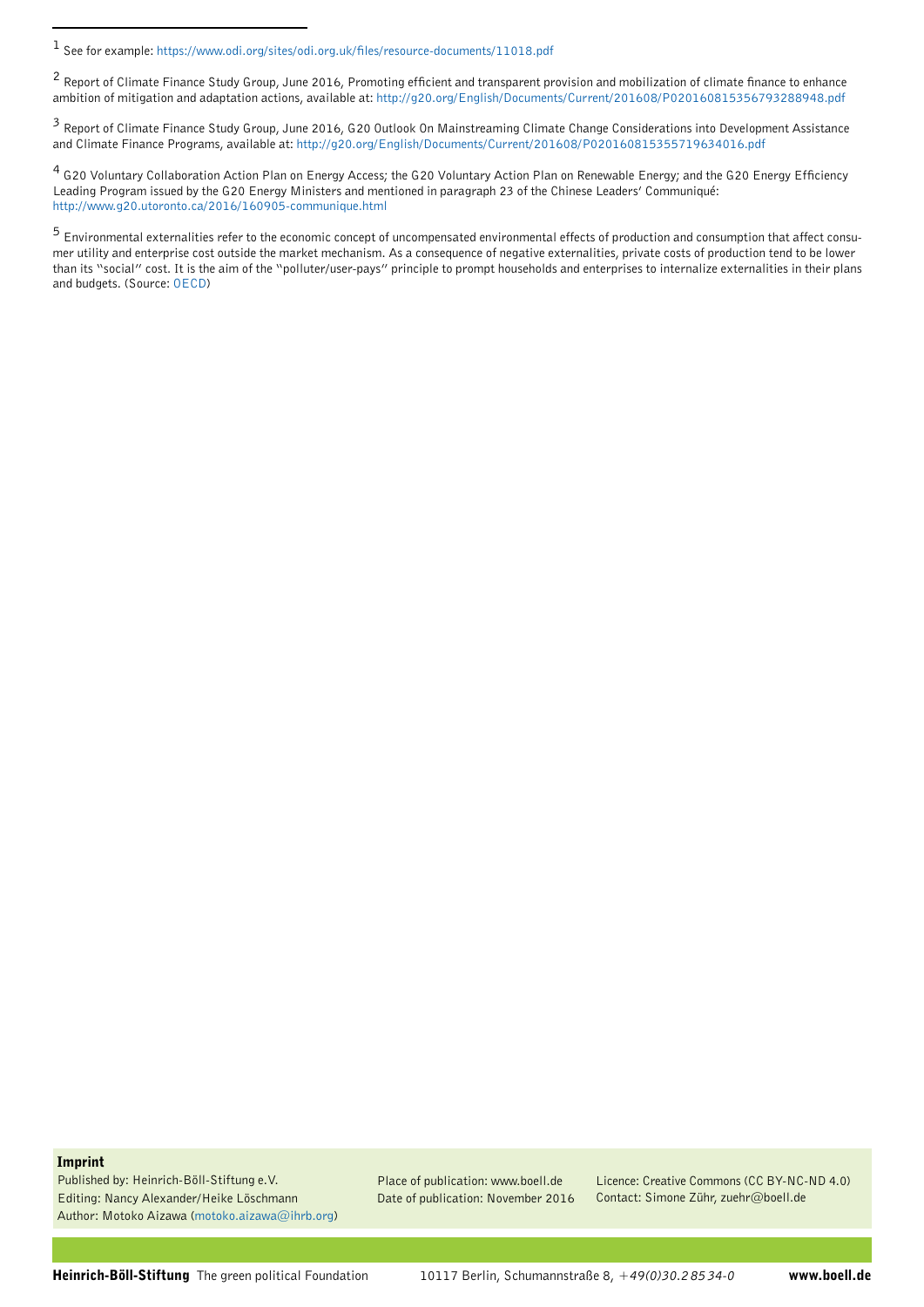[1] See for example: https://www.odi.org/sites/odi.org.uk/files/resource-documents/11018.pdf

[2] Report of Climate Finance Study Group, June 2016, Promoting efficient and transparent provision and mobilization of climate finance to enhance ambition of mitigation and adaptation actions, available at: http://g20.org/English/Documents/Current/201608/P020160815356793288948.pdf

[3] Report of Climate Finance Study Group, June 2016, G20 Outlook On Mainstreaming Climate Change Considerations into Development Assistance and Climate Finance Programs, available at: http://g20.org/English/Documents/Current/201608/P020160815355719634016.pdf

[4] G20 Voluntary Collaboration Action Plan on Energy Access; the G20 Voluntary Action Plan on Renewable Energy; and the G20 Energy Efficiency Leading Program issued by the G20 Energy Ministers and mentioned in paragraph 23 of the Chinese Leaders' Communiqué: http://www.g20.utoronto.ca/2016/160905-communique.html

[5] Environmental externalities refer to the economic concept of uncompensated environmental effects of production and consumption that affect consumer utility and enterprise cost outside the market mechanism. As a consequence of negative externalities, private costs of production tend to be lower than its "social" cost. It is the aim of the "polluter/user-pays" principle to prompt households and enterprises to internalize externalities in their plans and budgets. (Source: OECD)

**Imprint**

Published by: Heinrich-Böll-Stiftung e.V.
Editing: Nancy Alexander/Heike Löschmann
Author: Motoko Aizawa (motoko.aizawa@ihrb.org)

Place of publication: www.boell.de
Date of publication: November 2016

Licence: Creative Commons (CC BY-NC-ND 4.0)
Contact: Simone Zühr, zuehr@boell.de

**Heinrich-Böll-Stiftung** The green political Foundation 10117 Berlin, Schumannstraße 8, +49(0)30.285 34-0 **www.boell.de**